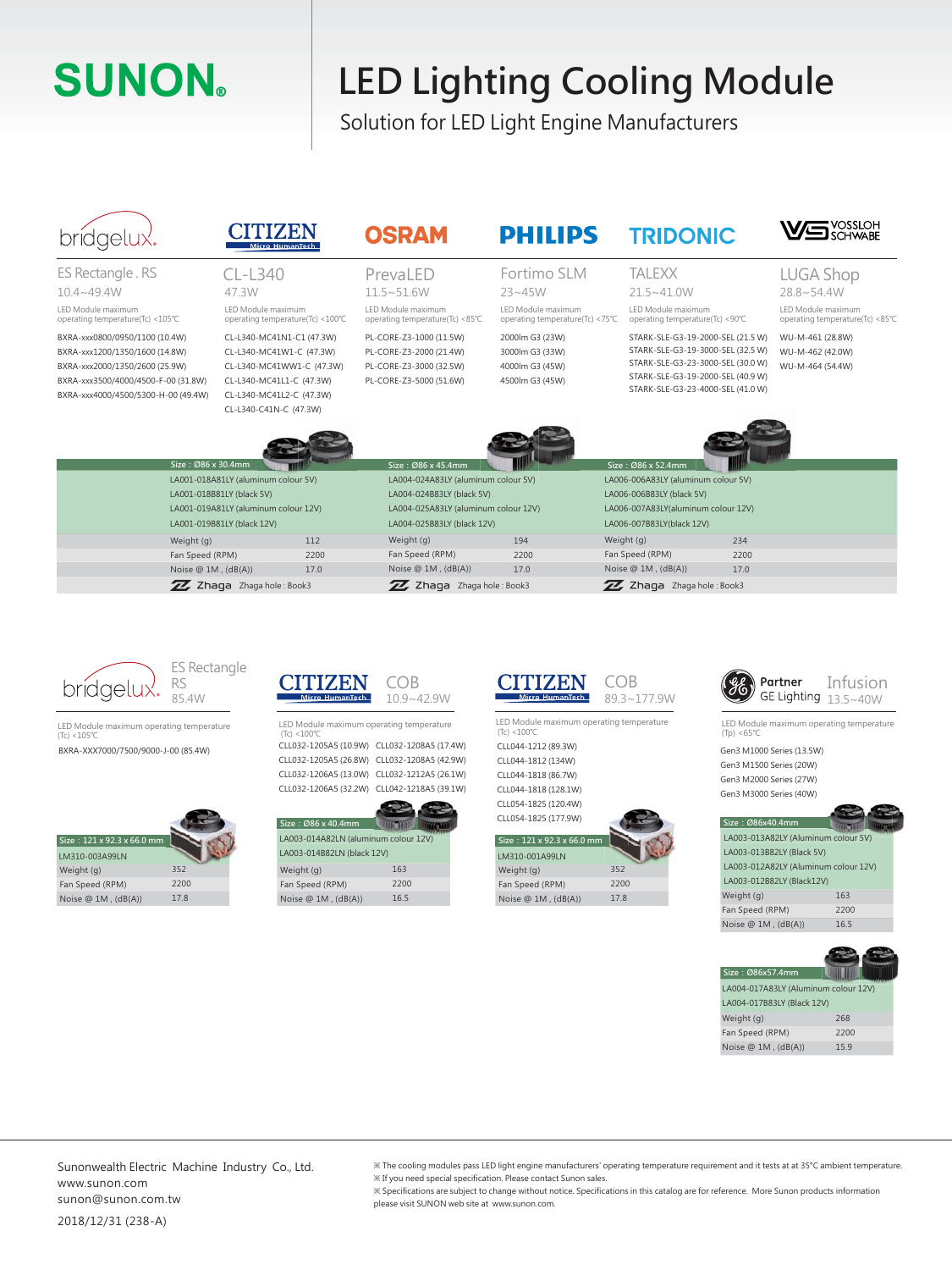# SUNON

# LED Lighting Cooling Module

## Solution for LED Light Engine Manufacturers

### bridgelux — ES Rectangle . RS

10.4~49.4W

LED Module maximum operating temperature(Tc) <105℃

- BXRA-xxx0800/0950/1100 (10.4W)
- BXRA-xxx1200/1350/1600 (14.8W)
- BXRA-xxx2000/1350/2600 (25.9W)
- BXRA-xxx3500/4000/4500-F-00 (31.8W)
- BXRA-xxx4000/4500/5300-H-00 (49.4W)

### CITIZEN — CL-L340

47.3W

LED Module maximum operating temperature(Tc) <100℃

- CL-L340-MC41N1-C1 (47.3W)
- CL-L340-MC41W1-C (47.3W)
- CL-L340-MC41WW1-C (47.3W)
- CL-L340-MC41L1-C (47.3W)
- CL-L340-MC41L2-C (47.3W)
- CL-L340-C41N-C (47.3W)

### OSRAM — PrevaLED

11.5~51.6W

LED Module maximum operating temperature(Tc) <85℃

- PL-CORE-Z3-1000 (11.5W)
- PL-CORE-Z3-2000 (21.4W)
- PL-CORE-Z3-3000 (32.5W)
- PL-CORE-Z3-5000 (51.6W)

### PHILIPS — Fortimo SLM

23~45W

LED Module maximum operating temperature(Tc) <75℃

- 2000lm G3 (23W)
- 3000lm G3 (33W)
- 4000lm G3 (45W)
- 4500lm G3 (45W)

### TRIDONIC — TALEXX

21.5~41.0W

LED Module maximum operating temperature(Tc) <90℃

- STARK-SLE-G3-19-2000-SEL (21.5 W)
- STARK-SLE-G3-19-3000-SEL (32.5 W)
- STARK-SLE-G3-23-3000-SEL (30.0 W)
- STARK-SLE-G3-19-2000-SEL (40.9 W)
- STARK-SLE-G3-23-4000-SEL (41.0 W)

### VOSSLOH SCHWABE — LUGA Shop

28.8~54.4W

LED Module maximum operating temperature(Tc) <85℃

- WU-M-461 (28.8W)
- WU-M-462 (42.0W)
- WU-M-464 (54.4W)

| Size : Ø86 x 30.4mm | | Size : Ø86 x 45.4mm | | Size : Ø86 x 52.4mm | |
|---|---|---|---|---|---|
| LA001-018A81LY (aluminum colour 5V) | | LA004-024A83LY (aluminum colour 5V) | | LA006-006A83LY (aluminum colour 5V) | |
| LA001-018B81LY (black 5V) | | LA004-024B83LY (black 5V) | | LA006-006B83LY (black 5V) | |
| LA001-019A81LY (aluminum colour 12V) | | LA004-025A83LY (aluminum colour 12V) | | LA006-007A83LY(aluminum colour 12V) | |
| LA001-019B81LY (black 12V) | | LA004-025B83LY (black 12V) | | LA006-007B83LY(black 12V) | |
| Weight (g) | 112 | Weight (g) | 194 | Weight (g) | 234 |
| Fan Speed (RPM) | 2200 | Fan Speed (RPM) | 2200 | Fan Speed (RPM) | 2200 |
| Noise @ 1M , (dB(A)) | 17.0 | Noise @ 1M , (dB(A)) | 17.0 | Noise @ 1M , (dB(A)) | 17.0 |
| Zhaga | Zhaga hole : Book3 | Zhaga | Zhaga hole : Book3 | Zhaga | Zhaga hole : Book3 |

### bridgelux — ES Rectangle RS

85.4W

LED Module maximum operating temperature (Tc) <105℃

- BXRA-XXX7000/7500/9000-J-00 (85.4W)

| Size : 121 x 92.3 x 66.0 mm | |
|---|---|
| LM310-003A99LN | |
| Weight (g) | 352 |
| Fan Speed (RPM) | 2200 |
| Noise @ 1M , (dB(A)) | 17.8 |

### CITIZEN — COB

10.9~42.9W

LED Module maximum operating temperature (Tc) <100℃

| | |
|---|---|
| CLL032-1205A5 (10.9W) | CLL032-1208A5 (17.4W) |
| CLL032-1205A5 (26.8W) | CLL032-1208A5 (42.9W) |
| CLL032-1206A5 (13.0W) | CLL032-1212A5 (26.1W) |
| CLL032-1206A5 (32.2W) | CLL042-1218A5 (39.1W) |

| Size : Ø86 x 40.4mm | |
|---|---|
| LA003-014A82LN (aluminum colour 12V) | |
| LA003-014B82LN (black 12V) | |
| Weight (g) | 163 |
| Fan Speed (RPM) | 2200 |
| Noise @ 1M , (dB(A)) | 16.5 |

### CITIZEN — COB

89.3~177.9W

LED Module maximum operating temperature (Tc) <100℃

- CLL044-1212 (89.3W)
- CLL044-1812 (134W)
- CLL044-1818 (86.7W)
- CLL044-1818 (128.1W)
- CLL054-1825 (120.4W)
- CLL054-1825 (177.9W)

| Size : 121 x 92.3 x 66.0 mm | |
|---|---|
| LM310-001A99LN | |
| Weight (g) | 352 |
| Fan Speed (RPM) | 2200 |
| Noise @ 1M , (dB(A)) | 17.8 |

### Partner GE Lighting — Infusion

13.5~40W

LED Module maximum operating temperature (Tp) <65℃

- Gen3 M1000 Series (13.5W)
- Gen3 M1500 Series (20W)
- Gen3 M2000 Series (27W)
- Gen3 M3000 Series (40W)

| Size : Ø86x40.4mm | |
|---|---|
| LA003-013A82LY (Aluminum colour 5V) | |
| LA003-013B82LY (Black 5V) | |
| LA003-012A82LY (Aluminum colour 12V) | |
| LA003-012B82LY (Black12V) | |
| Weight (g) | 163 |
| Fan Speed (RPM) | 2200 |
| Noise @ 1M , (dB(A)) | 16.5 |

| Size : Ø86x57.4mm | |
|---|---|
| LA004-017A83LY (Aluminum colour 12V) | |
| LA004-017B83LY (Black 12V) | |
| Weight (g) | 268 |
| Fan Speed (RPM) | 2200 |
| Noise @ 1M , (dB(A)) | 15.9 |

---

Sunonwealth Electric Machine Industry Co., Ltd.
www.sunon.com
sunon@sunon.com.tw

2018/12/31 (238-A)

※The cooling modules pass LED light engine manufacturers' operating temperature requirement and it tests at at 35°C ambient temperature.
※If you need special specification. Please contact Sunon sales.
※Specifications are subject to change without notice. Specifications in this catalog are for reference. More Sunon products information please visit SUNON web site at www.sunon.com.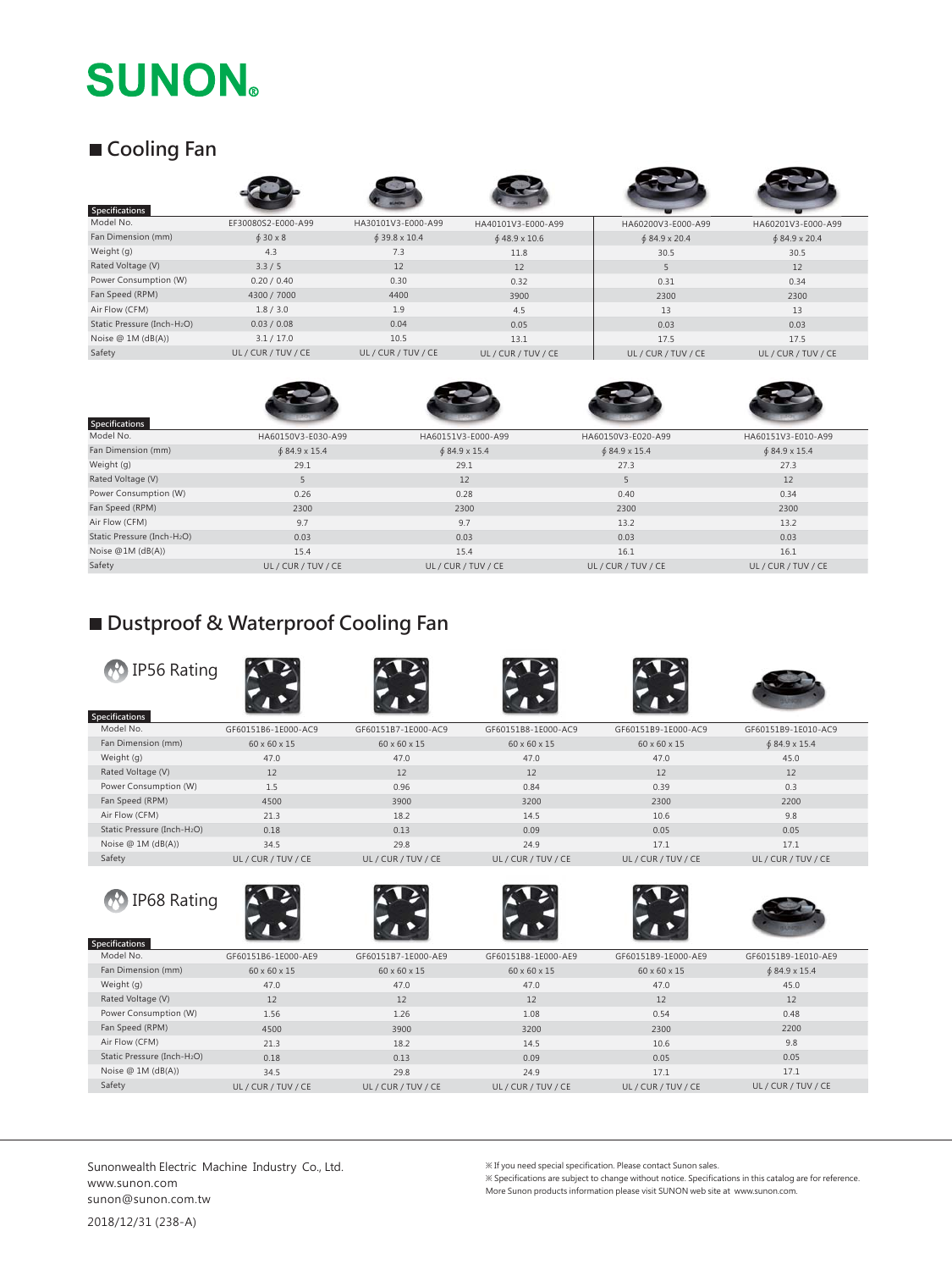# SUNON®

## Cooling Fan

| Specifications | | | | | |
|---|---|---|---|---|---|
| Model No. | EF30080S2-E000-A99 | HA30101V3-E000-A99 | HA40101V3-E000-A99 | HA60200V3-E000-A99 | HA60201V3-E000-A99 |
| Fan Dimension (mm) | ∮30 x 8 | ∮39.8 x 10.4 | ∮48.9 x 10.6 | ∮84.9 x 20.4 | ∮84.9 x 20.4 |
| Weight (g) | 4.3 | 7.3 | 11.8 | 30.5 | 30.5 |
| Rated Voltage (V) | 3.3 / 5 | 12 | 12 | 5 | 12 |
| Power Consumption (W) | 0.20 / 0.40 | 0.30 | 0.32 | 0.31 | 0.34 |
| Fan Speed (RPM) | 4300 / 7000 | 4400 | 3900 | 2300 | 2300 |
| Air Flow (CFM) | 1.8 / 3.0 | 1.9 | 4.5 | 13 | 13 |
| Static Pressure (Inch-$H_2O$) | 0.03 / 0.08 | 0.04 | 0.05 | 0.03 | 0.03 |
| Noise @ 1M (dB(A)) | 3.1 / 17.0 | 10.5 | 13.1 | 17.5 | 17.5 |
| Safety | UL / CUR / TUV / CE | UL / CUR / TUV / CE | UL / CUR / TUV / CE | UL / CUR / TUV / CE | UL / CUR / TUV / CE |

| Specifications | | | | |
|---|---|---|---|---|
| Model No. | HA60150V3-E030-A99 | HA60151V3-E000-A99 | HA60150V3-E020-A99 | HA60151V3-E010-A99 |
| Fan Dimension (mm) | ∮84.9 x 15.4 | ∮84.9 x 15.4 | ∮84.9 x 15.4 | ∮84.9 x 15.4 |
| Weight (g) | 29.1 | 29.1 | 27.3 | 27.3 |
| Rated Voltage (V) | 5 | 12 | 5 | 12 |
| Power Consumption (W) | 0.26 | 0.28 | 0.40 | 0.34 |
| Fan Speed (RPM) | 2300 | 2300 | 2300 | 2300 |
| Air Flow (CFM) | 9.7 | 9.7 | 13.2 | 13.2 |
| Static Pressure (Inch-$H_2O$) | 0.03 | 0.03 | 0.03 | 0.03 |
| Noise @1M (dB(A)) | 15.4 | 15.4 | 16.1 | 16.1 |
| Safety | UL / CUR / TUV / CE | UL / CUR / TUV / CE | UL / CUR / TUV / CE | UL / CUR / TUV / CE |

## Dustproof & Waterproof Cooling Fan

### IP56 Rating

| Specifications | | | | | |
|---|---|---|---|---|---|
| Model No. | GF60151B6-1E000-AC9 | GF60151B7-1E000-AC9 | GF60151B8-1E000-AC9 | GF60151B9-1E000-AC9 | GF60151B9-1E010-AC9 |
| Fan Dimension (mm) | 60 x 60 x 15 | 60 x 60 x 15 | 60 x 60 x 15 | 60 x 60 x 15 | ∮84.9 x 15.4 |
| Weight (g) | 47.0 | 47.0 | 47.0 | 47.0 | 45.0 |
| Rated Voltage (V) | 12 | 12 | 12 | 12 | 12 |
| Power Consumption (W) | 1.5 | 0.96 | 0.84 | 0.39 | 0.3 |
| Fan Speed (RPM) | 4500 | 3900 | 3200 | 2300 | 2200 |
| Air Flow (CFM) | 21.3 | 18.2 | 14.5 | 10.6 | 9.8 |
| Static Pressure (Inch-$H_2O$) | 0.18 | 0.13 | 0.09 | 0.05 | 0.05 |
| Noise @ 1M (dB(A)) | 34.5 | 29.8 | 24.9 | 17.1 | 17.1 |
| Safety | UL / CUR / TUV / CE | UL / CUR / TUV / CE | UL / CUR / TUV / CE | UL / CUR / TUV / CE | UL / CUR / TUV / CE |

### IP68 Rating

| Specifications | | | | | |
|---|---|---|---|---|---|
| Model No. | GF60151B6-1E000-AE9 | GF60151B7-1E000-AE9 | GF60151B8-1E000-AE9 | GF60151B9-1E000-AE9 | GF60151B9-1E010-AE9 |
| Fan Dimension (mm) | 60 x 60 x 15 | 60 x 60 x 15 | 60 x 60 x 15 | 60 x 60 x 15 | ∮84.9 x 15.4 |
| Weight (g) | 47.0 | 47.0 | 47.0 | 47.0 | 45.0 |
| Rated Voltage (V) | 12 | 12 | 12 | 12 | 12 |
| Power Consumption (W) | 1.56 | 1.26 | 1.08 | 0.54 | 0.48 |
| Fan Speed (RPM) | 4500 | 3900 | 3200 | 2300 | 2200 |
| Air Flow (CFM) | 21.3 | 18.2 | 14.5 | 10.6 | 9.8 |
| Static Pressure (Inch-$H_2O$) | 0.18 | 0.13 | 0.09 | 0.05 | 0.05 |
| Noise @ 1M (dB(A)) | 34.5 | 29.8 | 24.9 | 17.1 | 17.1 |
| Safety | UL / CUR / TUV / CE | UL / CUR / TUV / CE | UL / CUR / TUV / CE | UL / CUR / TUV / CE | UL / CUR / TUV / CE |

Sunonwealth Electric Machine Industry Co., Ltd.
www.sunon.com
sunon@sunon.com.tw

2018/12/31 (238-A)

※ If you need special specification. Please contact Sunon sales.
※ Specifications are subject to change without notice. Specifications in this catalog are for reference.
More Sunon products information please visit SUNON web site at www.sunon.com.